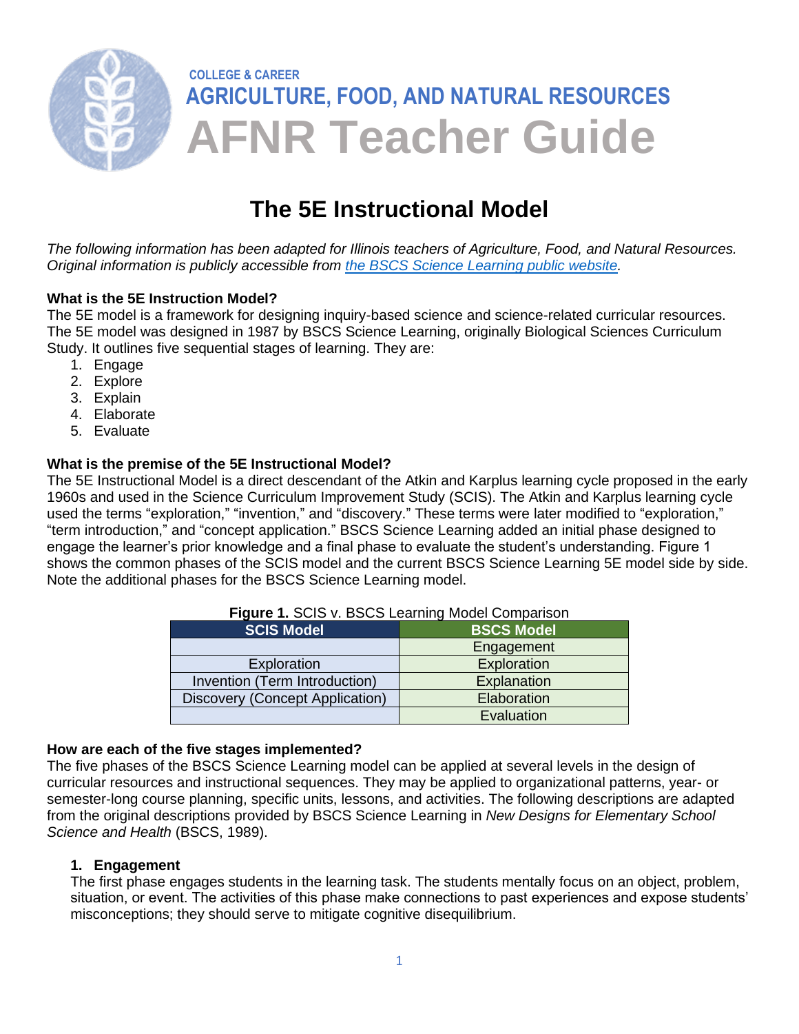COLLEGE & CAREER

**AGRICULTURE, FOOD, AND NATURAL RESOURCES**

# AFNR Teacher Guide

## The 5E Instructional Model

*The following information has been adapted for Illinois teachers of Agriculture, Food, and Natural Resources. Original information is publicly accessible from [the BSCS Science Learning public website](#).*

### What is the 5E Instruction Model?

The 5E model is a framework for designing inquiry-based science and science-related curricular resources. The 5E model was designed in 1987 by BSCS Science Learning, originally Biological Sciences Curriculum Study. It outlines five sequential stages of learning. They are:

1. Engage
2. Explore
3. Explain
4. Elaborate
5. Evaluate

### What is the premise of the 5E Instructional Model?

The 5E Instructional Model is a direct descendant of the Atkin and Karplus learning cycle proposed in the early 1960s and used in the Science Curriculum Improvement Study (SCIS). The Atkin and Karplus learning cycle used the terms "exploration," "invention," and "discovery." These terms were later modified to "exploration," "term introduction," and "concept application." BSCS Science Learning added an initial phase designed to engage the learner's prior knowledge and a final phase to evaluate the student's understanding. Figure 1 shows the common phases of the SCIS model and the current BSCS Science Learning 5E model side by side. Note the additional phases for the BSCS Science Learning model.

**Figure 1.** SCIS v. BSCS Learning Model Comparison

| SCIS Model | BSCS Model |
|---|---|
| | Engagement |
| Exploration | Exploration |
| Invention (Term Introduction) | Explanation |
| Discovery (Concept Application) | Elaboration |
| | Evaluation |

### How are each of the five stages implemented?

The five phases of the BSCS Science Learning model can be applied at several levels in the design of curricular resources and instructional sequences. They may be applied to organizational patterns, year- or semester-long course planning, specific units, lessons, and activities. The following descriptions are adapted from the original descriptions provided by BSCS Science Learning in *New Designs for Elementary School Science and Health* (BSCS, 1989).

1. **Engagement**

   The first phase engages students in the learning task. The students mentally focus on an object, problem, situation, or event. The activities of this phase make connections to past experiences and expose students' misconceptions; they should serve to mitigate cognitive disequilibrium.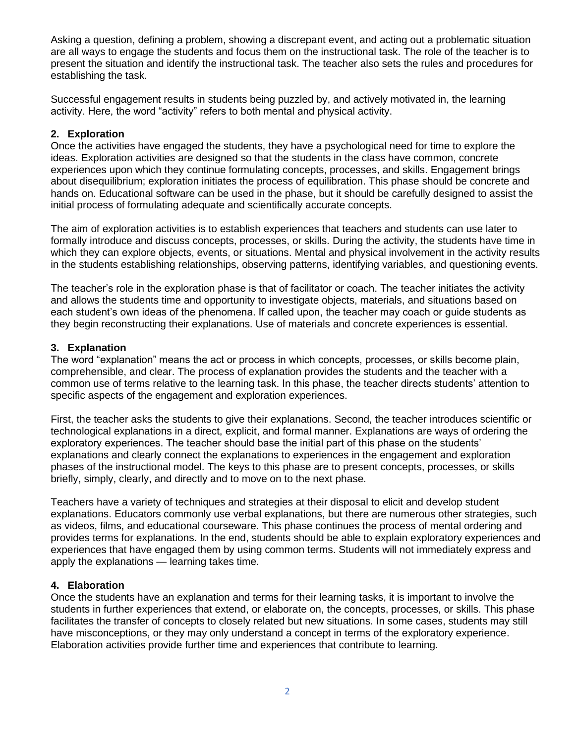Asking a question, defining a problem, showing a discrepant event, and acting out a problematic situation are all ways to engage the students and focus them on the instructional task. The role of the teacher is to present the situation and identify the instructional task. The teacher also sets the rules and procedures for establishing the task.

Successful engagement results in students being puzzled by, and actively motivated in, the learning activity. Here, the word "activity" refers to both mental and physical activity.

**2. Exploration**

Once the activities have engaged the students, they have a psychological need for time to explore the ideas. Exploration activities are designed so that the students in the class have common, concrete experiences upon which they continue formulating concepts, processes, and skills. Engagement brings about disequilibrium; exploration initiates the process of equilibration. This phase should be concrete and hands on. Educational software can be used in the phase, but it should be carefully designed to assist the initial process of formulating adequate and scientifically accurate concepts.

The aim of exploration activities is to establish experiences that teachers and students can use later to formally introduce and discuss concepts, processes, or skills. During the activity, the students have time in which they can explore objects, events, or situations. Mental and physical involvement in the activity results in the students establishing relationships, observing patterns, identifying variables, and questioning events.

The teacher's role in the exploration phase is that of facilitator or coach. The teacher initiates the activity and allows the students time and opportunity to investigate objects, materials, and situations based on each student's own ideas of the phenomena. If called upon, the teacher may coach or guide students as they begin reconstructing their explanations. Use of materials and concrete experiences is essential.

**3. Explanation**

The word "explanation" means the act or process in which concepts, processes, or skills become plain, comprehensible, and clear. The process of explanation provides the students and the teacher with a common use of terms relative to the learning task. In this phase, the teacher directs students' attention to specific aspects of the engagement and exploration experiences.

First, the teacher asks the students to give their explanations. Second, the teacher introduces scientific or technological explanations in a direct, explicit, and formal manner. Explanations are ways of ordering the exploratory experiences. The teacher should base the initial part of this phase on the students' explanations and clearly connect the explanations to experiences in the engagement and exploration phases of the instructional model. The keys to this phase are to present concepts, processes, or skills briefly, simply, clearly, and directly and to move on to the next phase.

Teachers have a variety of techniques and strategies at their disposal to elicit and develop student explanations. Educators commonly use verbal explanations, but there are numerous other strategies, such as videos, films, and educational courseware. This phase continues the process of mental ordering and provides terms for explanations. In the end, students should be able to explain exploratory experiences and experiences that have engaged them by using common terms. Students will not immediately express and apply the explanations — learning takes time.

**4. Elaboration**

Once the students have an explanation and terms for their learning tasks, it is important to involve the students in further experiences that extend, or elaborate on, the concepts, processes, or skills. This phase facilitates the transfer of concepts to closely related but new situations. In some cases, students may still have misconceptions, or they may only understand a concept in terms of the exploratory experience. Elaboration activities provide further time and experiences that contribute to learning.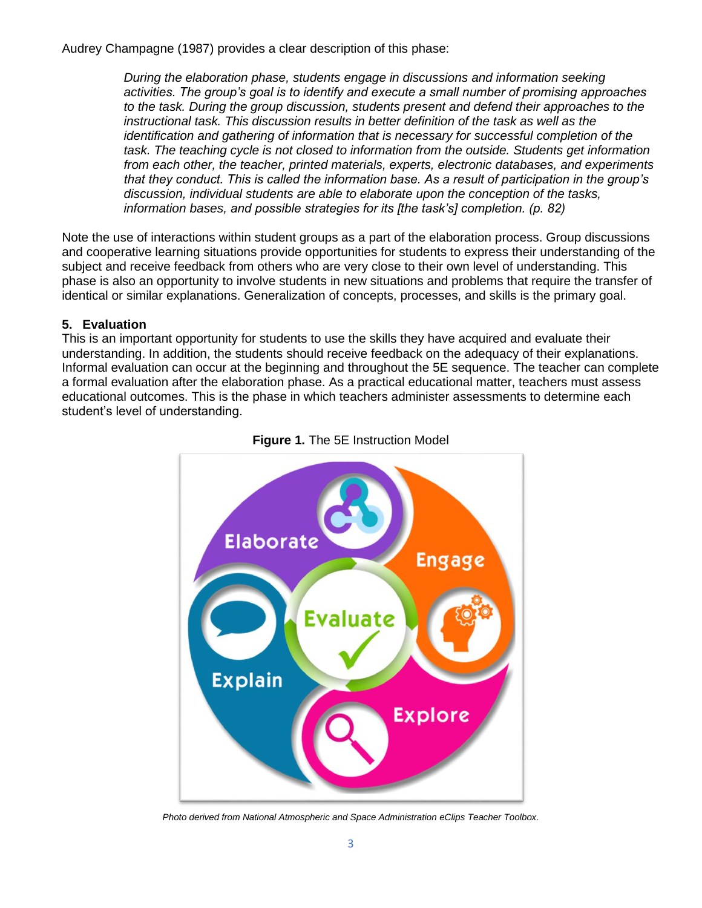Audrey Champagne (1987) provides a clear description of this phase:

> *During the elaboration phase, students engage in discussions and information seeking activities. The group's goal is to identify and execute a small number of promising approaches to the task. During the group discussion, students present and defend their approaches to the instructional task. This discussion results in better definition of the task as well as the identification and gathering of information that is necessary for successful completion of the task. The teaching cycle is not closed to information from the outside. Students get information from each other, the teacher, printed materials, experts, electronic databases, and experiments that they conduct. This is called the information base. As a result of participation in the group's discussion, individual students are able to elaborate upon the conception of the tasks, information bases, and possible strategies for its [the task's] completion. (p. 82)*

Note the use of interactions within student groups as a part of the elaboration process. Group discussions and cooperative learning situations provide opportunities for students to express their understanding of the subject and receive feedback from others who are very close to their own level of understanding. This phase is also an opportunity to involve students in new situations and problems that require the transfer of identical or similar explanations. Generalization of concepts, processes, and skills is the primary goal.

**5. Evaluation**

This is an important opportunity for students to use the skills they have acquired and evaluate their understanding. In addition, the students should receive feedback on the adequacy of their explanations. Informal evaluation can occur at the beginning and throughout the 5E sequence. The teacher can complete a formal evaluation after the elaboration phase. As a practical educational matter, teachers must assess educational outcomes. This is the phase in which teachers administer assessments to determine each student's level of understanding.

**Figure 1.** The 5E Instruction Model

Elaborate

Engage

Evaluate

Explain

Explore

*Photo derived from National Atmospheric and Space Administration eClips Teacher Toolbox.*